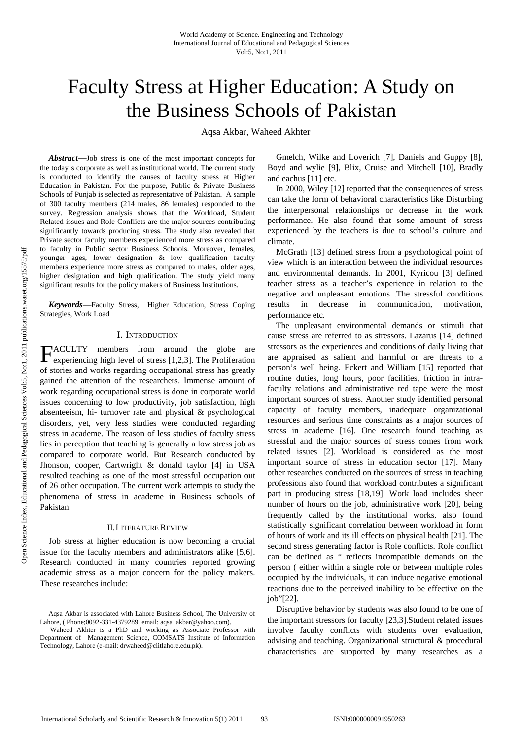# Faculty Stress at Higher Education: A Study on the Business Schools of Pakistan

Aqsa Akbar, Waheed Akhter

***Abstract*—**Job stress is one of the most important concepts for the today's corporate as well as institutional world. The current study is conducted to identify the causes of faculty stress at Higher Education in Pakistan. For the purpose, Public & Private Business Schools of Punjab is selected as representative of Pakistan. A sample of 300 faculty members (214 males, 86 females) responded to the survey. Regression analysis shows that the Workload, Student Related issues and Role Conflicts are the major sources contributing significantly towards producing stress. The study also revealed that Private sector faculty members experienced more stress as compared to faculty in Public sector Business Schools. Moreover, females, younger ages, lower designation & low qualification faculty members experience more stress as compared to males, older ages, higher designation and high qualification. The study yield many significant results for the policy makers of Business Institutions.

***Keywords*—**Faculty Stress, Higher Education, Stress Coping Strategies, Work Load

## I. Introduction

FACULTY members from around the globe are experiencing high level of stress [1,2,3]. The Proliferation of stories and works regarding occupational stress has greatly gained the attention of the researchers. Immense amount of work regarding occupational stress is done in corporate world issues concerning to low productivity, job satisfaction, high absenteeism, hi- turnover rate and physical & psychological disorders, yet, very less studies were conducted regarding stress in academe. The reason of less studies of faculty stress lies in perception that teaching is generally a low stress job as compared to corporate world. But Research conducted by Jhonson, cooper, Cartwright & donald taylor [4] in USA resulted teaching as one of the most stressful occupation out of 26 other occupation. The current work attempts to study the phenomena of stress in academe in Business schools of Pakistan.

## II. Literature Review

Job stress at higher education is now becoming a crucial issue for the faculty members and administrators alike [5,6]. Research conducted in many countries reported growing academic stress as a major concern for the policy makers. These researches include:

Aqsa Akbar is associated with Lahore Business School, The University of Lahore, ( Phone;0092-331-4379289; email: aqsa_akbar@yahoo.com).

Waheed Akhter is a PhD and working as Associate Professor with Department of Management Science, COMSATS Institute of Information Technology, Lahore (e-mail: drwaheed@ciitlahore.edu.pk).

Gmelch, Wilke and Loverich [7], Daniels and Guppy [8], Boyd and wylie [9], Blix, Cruise and Mitchell [10], Bradly and eachus [11] etc.

In 2000, Wiley [12] reported that the consequences of stress can take the form of behavioral characteristics like Disturbing the interpersonal relationships or decrease in the work performance. He also found that some amount of stress experienced by the teachers is due to school's culture and climate.

McGrath [13] defined stress from a psychological point of view which is an interaction between the individual resources and environmental demands. In 2001, Kyricou [3] defined teacher stress as a teacher's experience in relation to the negative and unpleasant emotions .The stressful conditions results in decrease in communication, motivation, performance etc.

The unpleasant environmental demands or stimuli that cause stress are referred to as stressors. Lazarus [14] defined stressors as the experiences and conditions of daily living that are appraised as salient and harmful or are threats to a person's well being. Eckert and William [15] reported that routine duties, long hours, poor facilities, friction in intra-faculty relations and administrative red tape were the most important sources of stress. Another study identified personal capacity of faculty members, inadequate organizational resources and serious time constraints as a major sources of stress in academe [16]. One research found teaching as stressful and the major sources of stress comes from work related issues [2]. Workload is considered as the most important source of stress in education sector [17]. Many other researches conducted on the sources of stress in teaching professions also found that workload contributes a significant part in producing stress [18,19]. Work load includes sheer number of hours on the job, administrative work [20], being frequently called by the institutional works, also found statistically significant correlation between workload in form of hours of work and its ill effects on physical health [21]. The second stress generating factor is Role conflicts. Role conflict can be defined as " reflects incompatible demands on the person ( either within a single role or between multiple roles occupied by the individuals, it can induce negative emotional reactions due to the perceived inability to be effective on the job"[22].

Disruptive behavior by students was also found to be one of the important stressors for faculty [23,3].Student related issues involve faculty conflicts with students over evaluation, advising and teaching. Organizational structural & procedural characteristics are supported by many researches as a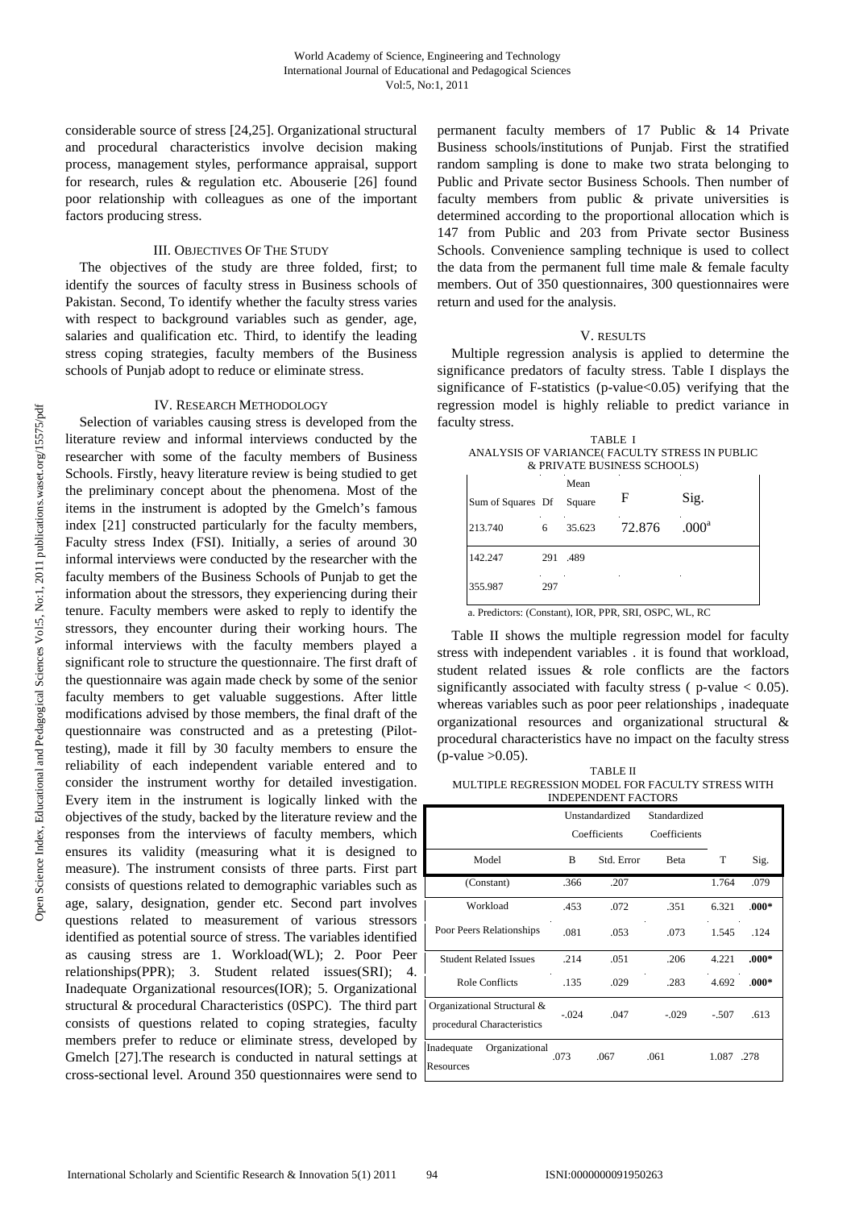considerable source of stress [24,25]. Organizational structural and procedural characteristics involve decision making process, management styles, performance appraisal, support for research, rules & regulation etc. Abouserie [26] found poor relationship with colleagues as one of the important factors producing stress.

## III. Objectives Of The Study

The objectives of the study are three folded, first; to identify the sources of faculty stress in Business schools of Pakistan. Second, To identify whether the faculty stress varies with respect to background variables such as gender, age, salaries and qualification etc. Third, to identify the leading stress coping strategies, faculty members of the Business schools of Punjab adopt to reduce or eliminate stress.

## IV. Research Methodology

Selection of variables causing stress is developed from the literature review and informal interviews conducted by the researcher with some of the faculty members of Business Schools. Firstly, heavy literature review is being studied to get the preliminary concept about the phenomena. Most of the items in the instrument is adopted by the Gmelch's famous index [21] constructed particularly for the faculty members, Faculty stress Index (FSI). Initially, a series of around 30 informal interviews were conducted by the researcher with the faculty members of the Business Schools of Punjab to get the information about the stressors, they experiencing during their tenure. Faculty members were asked to reply to identify the stressors, they encounter during their working hours. The informal interviews with the faculty members played a significant role to structure the questionnaire. The first draft of the questionnaire was again made check by some of the senior faculty members to get valuable suggestions. After little modifications advised by those members, the final draft of the questionnaire was constructed and as a pretesting (Pilot-testing), made it fill by 30 faculty members to ensure the reliability of each independent variable entered and to consider the instrument worthy for detailed investigation. Every item in the instrument is logically linked with the objectives of the study, backed by the literature review and the responses from the interviews of faculty members, which ensures its validity (measuring what it is designed to measure). The instrument consists of three parts. First part consists of questions related to demographic variables such as age, salary, designation, gender etc. Second part involves questions related to measurement of various stressors identified as potential source of stress. The variables identified as causing stress are 1. Workload(WL); 2. Poor Peer relationships(PPR); 3. Student related issues(SRI); 4. Inadequate Organizational resources(IOR); 5. Organizational structural & procedural Characteristics (0SPC). The third part consists of questions related to coping strategies, faculty members prefer to reduce or eliminate stress, developed by Gmelch [27].The research is conducted in natural settings at cross-sectional level. Around 350 questionnaires were send to permanent faculty members of 17 Public & 14 Private Business schools/institutions of Punjab. First the stratified random sampling is done to make two strata belonging to Public and Private sector Business Schools. Then number of faculty members from public & private universities is determined according to the proportional allocation which is 147 from Public and 203 from Private sector Business Schools. Convenience sampling technique is used to collect the data from the permanent full time male & female faculty members. Out of 350 questionnaires, 300 questionnaires were return and used for the analysis.

## V. Results

Multiple regression analysis is applied to determine the significance predators of faculty stress. Table I displays the significance of F-statistics (p-value<0.05) verifying that the regression model is highly reliable to predict variance in faculty stress.

TABLE I
ANALYSIS OF VARIANCE( FACULTY STRESS IN PUBLIC & PRIVATE BUSINESS SCHOOLS)

| Sum of Squares | Df | Mean Square | F | Sig. |
|---|---|---|---|---|
| 213.740 | 6 | 35.623 | 72.876 | .000[a] |
| 142.247 | 291 | .489 | | |
| 355.987 | 297 | | | |

a. Predictors: (Constant), IOR, PPR, SRI, OSPC, WL, RC

Table II shows the multiple regression model for faculty stress with independent variables . it is found that workload, student related issues & role conflicts are the factors significantly associated with faculty stress ( p-value < 0.05). whereas variables such as poor peer relationships , inadequate organizational resources and organizational structural & procedural characteristics have no impact on the faculty stress (p-value >0.05).

TABLE II
MULTIPLE REGRESSION MODEL FOR FACULTY STRESS WITH INDEPENDENT FACTORS

| | Unstandardized Coefficients | | Standardized Coefficients | | |
|---|---|---|---|---|---|
| Model | B | Std. Error | Beta | T | Sig. |
| (Constant) | .366 | .207 | | 1.764 | .079 |
| Workload | .453 | .072 | .351 | 6.321 | **.000*** |
| Poor Peers Relationships | .081 | .053 | .073 | 1.545 | .124 |
| Student Related Issues | .214 | .051 | .206 | 4.221 | **.000*** |
| Role Conflicts | .135 | .029 | .283 | 4.692 | **.000*** |
| Organizational Structural & procedural Characteristics | -.024 | .047 | -.029 | -.507 | .613 |
| Inadequate Organizational Resources | .073 | .067 | .061 | 1.087 | .278 |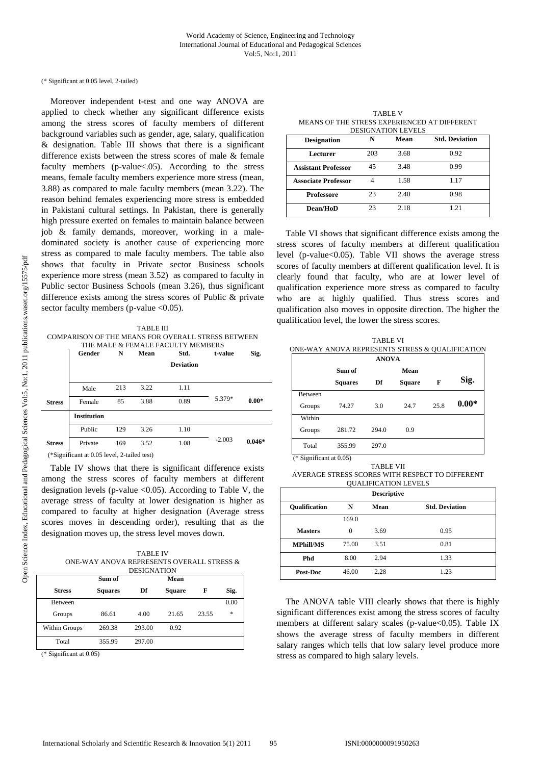(* Significant at 0.05 level, 2-tailed)

Moreover independent t-test and one way ANOVA are applied to check whether any significant difference exists among the stress scores of faculty members of different background variables such as gender, age, salary, qualification & designation. Table III shows that there is a significant difference exists between the stress scores of male & female faculty members (p-value<.05). According to the stress means, female faculty members experience more stress (mean, 3.88) as compared to male faculty members (mean 3.22). The reason behind females experiencing more stress is embedded in Pakistani cultural settings. In Pakistan, there is generally high pressure exerted on females to maintain balance between job & family demands, moreover, working in a male-dominated society is another cause of experiencing more stress as compared to male faculty members. The table also shows that faculty in Private sector Business schools experience more stress (mean 3.52) as compared to faculty in Public sector Business Schools (mean 3.26), thus significant difference exists among the stress scores of Public & private sector faculty members (p-value <0.05).

TABLE III
COMPARISON OF THE MEANS FOR OVERALL STRESS BETWEEN THE MALE & FEMALE FACULTY MEMBERS

| | Gender | N | Mean | Std. Deviation | t-value | Sig. |
|---|---|---|---|---|---|---|
| | Male | 213 | 3.22 | 1.11 | | |
| **Stress** | Female | 85 | 3.88 | 0.89 | 5.379* | **0.00*** |
| | **Institution** | | | | | |
| | Public | 129 | 3.26 | 1.10 | | |
| **Stress** | Private | 169 | 3.52 | 1.08 | -2.003 | **0.046*** |

(*Significant at 0.05 level, 2-tailed test)

Table IV shows that there is significant difference exists among the stress scores of faculty members at different designation levels (p-value <0.05). According to Table V, the average stress of faculty at lower designation is higher as compared to faculty at higher designation (Average stress scores moves in descending order), resulting that as the designation moves up, the stress level moves down.

TABLE IV
ONE-WAY ANOVA REPRESENTS OVERALL STRESS & DESIGNATION

| Stress | Sum of Squares | Df | Mean Square | F | Sig. |
|---|---|---|---|---|---|
| Between Groups | 86.61 | 4.00 | 21.65 | 23.55 | 0.00 * |
| Within Groups | 269.38 | 293.00 | 0.92 | | |
| Total | 355.99 | 297.00 | | | |

(* Significant at 0.05)

TABLE V
MEANS OF THE STRESS EXPERIENCED AT DIFFERENT DESIGNATION LEVELS

| Designation | N | Mean | Std. Deviation |
|---|---|---|---|
| **Lecturer** | 203 | 3.68 | 0.92 |
| **Assistant Professor** | 45 | 3.48 | 0.99 |
| **Associate Professor** | 4 | 1.58 | 1.17 |
| **Professore** | 23 | 2.40 | 0.98 |
| **Dean/HoD** | 23 | 2.18 | 1.21 |

Table VI shows that significant difference exists among the stress scores of faculty members at different qualification level (p-value<0.05). Table VII shows the average stress scores of faculty members at different qualification level. It is clearly found that faculty, who are at lower level of qualification experience more stress as compared to faculty who are at highly qualified. Thus stress scores and qualification also moves in opposite direction. The higher the qualification level, the lower the stress scores.

TABLE VI
ONE-WAY ANOVA REPRESENTS STRESS & QUALIFICATION

| ANOVA | Sum of Squares | Df | Mean Square | F | Sig. |
|---|---|---|---|---|---|
| Between Groups | 74.27 | 3.0 | 24.7 | 25.8 | **0.00*** |
| Within Groups | 281.72 | 294.0 | 0.9 | | |
| Total | 355.99 | 297.0 | | | |

(* Significant at 0.05)

TABLE VII
AVERAGE STRESS SCORES WITH RESPECT TO DIFFERENT QUALIFICATION LEVELS

| Qualification | N | Mean | Std. Deviation |
|---|---|---|---|
| **Masters** | 169.00 | 3.69 | 0.95 |
| **MPhill/MS** | 75.00 | 3.51 | 0.81 |
| **Phd** | 8.00 | 2.94 | 1.33 |
| **Post-Doc** | 46.00 | 2.28 | 1.23 |

The ANOVA table VIII clearly shows that there is highly significant differences exist among the stress scores of faculty members at different salary scales (p-value<0.05). Table IX shows the average stress of faculty members in different salary ranges which tells that low salary level produce more stress as compared to high salary levels.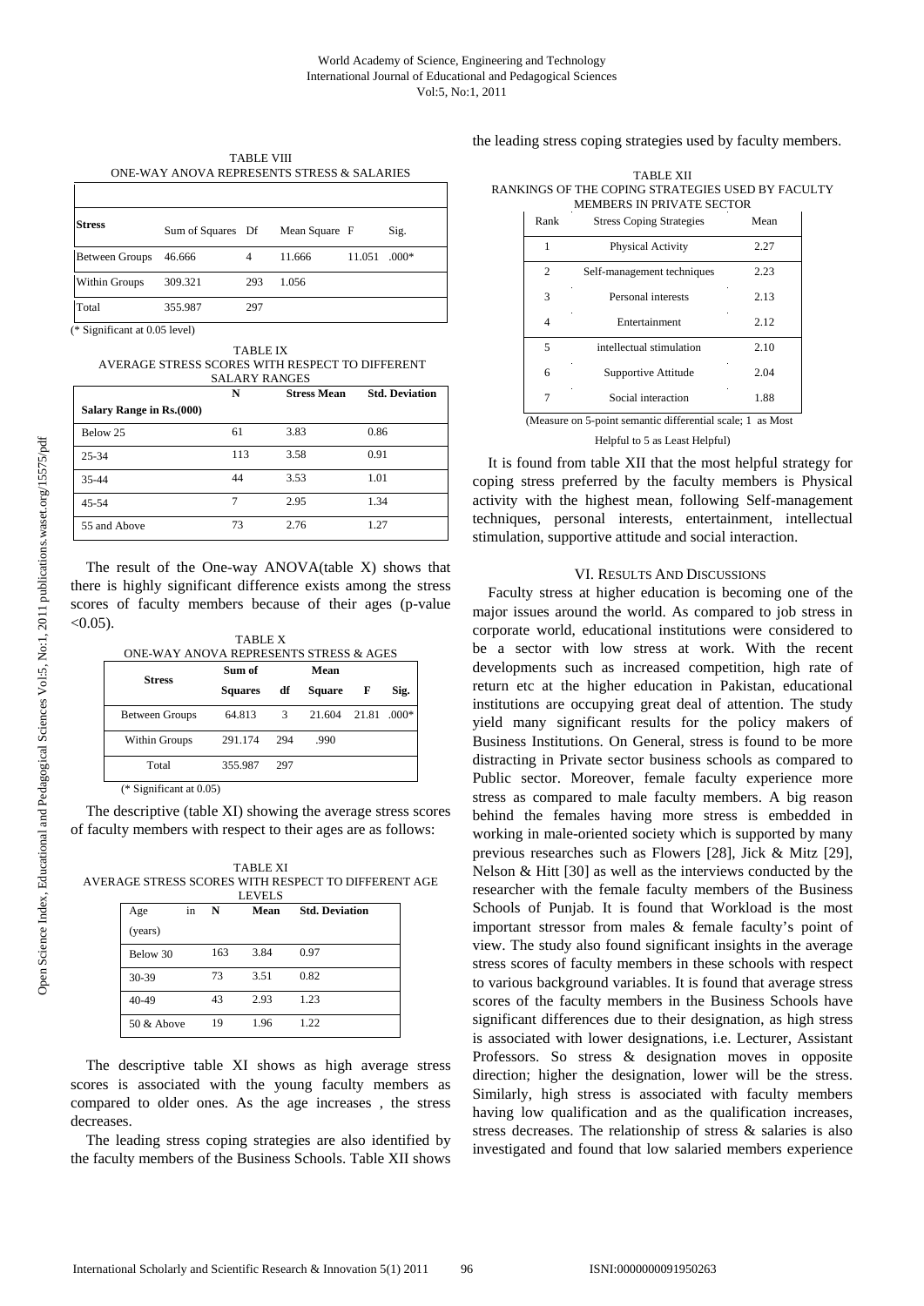TABLE VIII
ONE-WAY ANOVA REPRESENTS STRESS & SALARIES

| Stress | Sum of Squares | Df | Mean Square | F | Sig. |
|---|---|---|---|---|---|
| Between Groups | 46.666 | 4 | 11.666 | 11.051 | .000* |
| Within Groups | 309.321 | 293 | 1.056 | | |
| Total | 355.987 | 297 | | | |

(* Significant at 0.05 level)

TABLE IX
AVERAGE STRESS SCORES WITH RESPECT TO DIFFERENT SALARY RANGES

| Salary Range in Rs.(000) | N | Stress Mean | Std. Deviation |
|---|---|---|---|
| Below 25 | 61 | 3.83 | 0.86 |
| 25-34 | 113 | 3.58 | 0.91 |
| 35-44 | 44 | 3.53 | 1.01 |
| 45-54 | 7 | 2.95 | 1.34 |
| 55 and Above | 73 | 2.76 | 1.27 |

The result of the One-way ANOVA(table X) shows that there is highly significant difference exists among the stress scores of faculty members because of their ages (p-value $<0.05$).

TABLE X
ONE-WAY ANOVA REPRESENTS STRESS & AGES

| Stress | Sum of Squares | df | Mean Square | F | Sig. |
|---|---|---|---|---|---|
| Between Groups | 64.813 | 3 | 21.604 | 21.81 | .000* |
| Within Groups | 291.174 | 294 | .990 | | |
| Total | 355.987 | 297 | | | |

(* Significant at 0.05)

The descriptive (table XI) showing the average stress scores of faculty members with respect to their ages are as follows:

TABLE XI
AVERAGE STRESS SCORES WITH RESPECT TO DIFFERENT AGE LEVELS

| Age in (years) | N | Mean | Std. Deviation |
|---|---|---|---|
| Below 30 | 163 | 3.84 | 0.97 |
| 30-39 | 73 | 3.51 | 0.82 |
| 40-49 | 43 | 2.93 | 1.23 |
| 50 & Above | 19 | 1.96 | 1.22 |

The descriptive table XI shows as high average stress scores is associated with the young faculty members as compared to older ones. As the age increases , the stress decreases.

The leading stress coping strategies are also identified by the faculty members of the Business Schools. Table XII shows the leading stress coping strategies used by faculty members.

TABLE XII
RANKINGS OF THE COPING STRATEGIES USED BY FACULTY MEMBERS IN PRIVATE SECTOR

| Rank | Stress Coping Strategies | Mean |
|---|---|---|
| 1 | Physical Activity | 2.27 |
| 2 | Self-management techniques | 2.23 |
| 3 | Personal interests | 2.13 |
| 4 | Entertainment | 2.12 |
| 5 | intellectual stimulation | 2.10 |
| 6 | Supportive Attitude | 2.04 |
| 7 | Social interaction | 1.88 |

(Measure on 5-point semantic differential scale; 1 as Most Helpful to 5 as Least Helpful)

It is found from table XII that the most helpful strategy for coping stress preferred by the faculty members is Physical activity with the highest mean, following Self-management techniques, personal interests, entertainment, intellectual stimulation, supportive attitude and social interaction.

## VI. Results And Discussions

Faculty stress at higher education is becoming one of the major issues around the world. As compared to job stress in corporate world, educational institutions were considered to be a sector with low stress at work. With the recent developments such as increased competition, high rate of return etc at the higher education in Pakistan, educational institutions are occupying great deal of attention. The study yield many significant results for the policy makers of Business Institutions. On General, stress is found to be more distracting in Private sector business schools as compared to Public sector. Moreover, female faculty experience more stress as compared to male faculty members. A big reason behind the females having more stress is embedded in working in male-oriented society which is supported by many previous researches such as Flowers [28], Jick & Mitz [29], Nelson & Hitt [30] as well as the interviews conducted by the researcher with the female faculty members of the Business Schools of Punjab. It is found that Workload is the most important stressor from males & female faculty's point of view. The study also found significant insights in the average stress scores of faculty members in these schools with respect to various background variables. It is found that average stress scores of the faculty members in the Business Schools have significant differences due to their designation, as high stress is associated with lower designations, i.e. Lecturer, Assistant Professors. So stress & designation moves in opposite direction; higher the designation, lower will be the stress. Similarly, high stress is associated with faculty members having low qualification and as the qualification increases, stress decreases. The relationship of stress & salaries is also investigated and found that low salaried members experience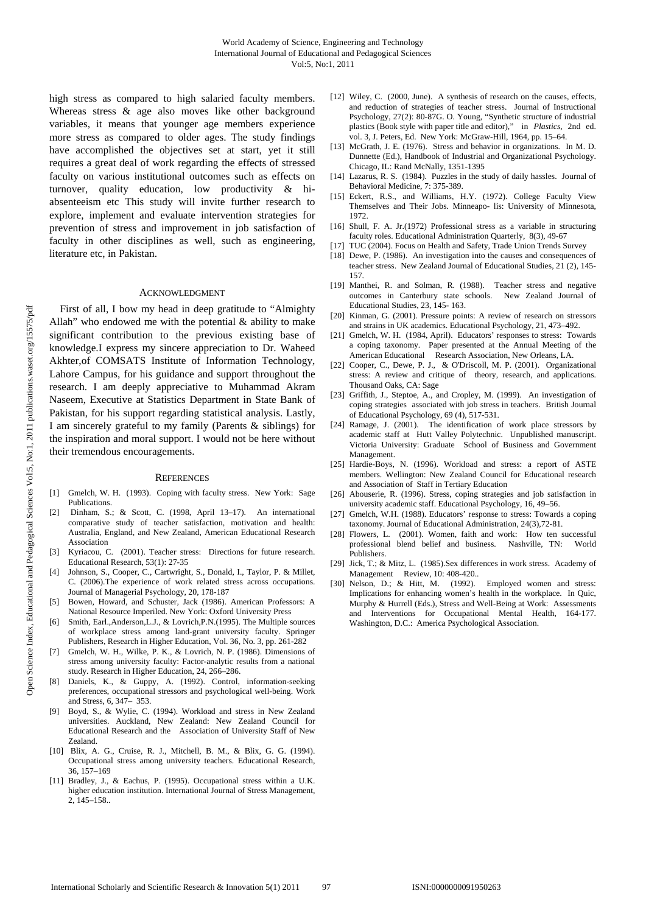high stress as compared to high salaried faculty members. Whereas stress & age also moves like other background variables, it means that younger age members experience more stress as compared to older ages. The study findings have accomplished the objectives set at start, yet it still requires a great deal of work regarding the effects of stressed faculty on various institutional outcomes such as effects on turnover, quality education, low productivity & hi-absenteeism etc This study will invite further research to explore, implement and evaluate intervention strategies for prevention of stress and improvement in job satisfaction of faculty in other disciplines as well, such as engineering, literature etc, in Pakistan.

## ACKNOWLEDGMENT

First of all, I bow my head in deep gratitude to "Almighty Allah" who endowed me with the potential & ability to make significant contribution to the previous existing base of knowledge.I express my sincere appreciation to Dr. Waheed Akhter,of COMSATS Institute of Information Technology, Lahore Campus, for his guidance and support throughout the research. I am deeply appreciative to Muhammad Akram Naseem, Executive at Statistics Department in State Bank of Pakistan, for his support regarding statistical analysis. Lastly, I am sincerely grateful to my family (Parents & siblings) for the inspiration and moral support. I would not be here without their tremendous encouragements.

## REFERENCES

[1] Gmelch, W. H. (1993). Coping with faculty stress. New York: Sage Publications.

[2] Dinham, S.; & Scott, C. (1998, April 13–17). An international comparative study of teacher satisfaction, motivation and health: Australia, England, and New Zealand, American Educational Research Association

[3] Kyriacou, C. (2001). Teacher stress: Directions for future research. Educational Research, 53(1): 27-35

[4] Johnson, S., Cooper, C., Cartwright, S., Donald, I., Taylor, P. & Millet, C. (2006).The experience of work related stress across occupations. Journal of Managerial Psychology, 20, 178-187

[5] Bowen, Howard, and Schuster, Jack (1986). American Professors: A National Resource Imperiled. New York: Oxford University Press

[6] Smith, Earl.,Anderson,L.J., & Lovrich,P.N.(1995). The Multiple sources of workplace stress among land-grant university faculty. Springer Publishers, Research in Higher Education, Vol. 36, No. 3, pp. 261-282

[7] Gmelch, W. H., Wilke, P. K., & Lovrich, N. P. (1986). Dimensions of stress among university faculty: Factor-analytic results from a national study. Research in Higher Education, 24, 266–286.

[8] Daniels, K., & Guppy, A. (1992). Control, information-seeking preferences, occupational stressors and psychological well-being. Work and Stress, 6, 347– 353.

[9] Boyd, S., & Wylie, C. (1994). Workload and stress in New Zealand universities. Auckland, New Zealand: New Zealand Council for Educational Research and the Association of University Staff of New Zealand.

[10] Blix, A. G., Cruise, R. J., Mitchell, B. M., & Blix, G. G. (1994). Occupational stress among university teachers. Educational Research, 36, 157–169

[11] Bradley, J., & Eachus, P. (1995). Occupational stress within a U.K. higher education institution. International Journal of Stress Management, 2, 145–158..

[12] Wiley, C. (2000, June). A synthesis of research on the causes, effects, and reduction of strategies of teacher stress. Journal of Instructional Psychology, 27(2): 80-87G. O. Young, "Synthetic structure of industrial plastics (Book style with paper title and editor)," in *Plastics*, 2nd ed. vol. 3, J. Peters, Ed. New York: McGraw-Hill, 1964, pp. 15–64.

[13] McGrath, J. E. (1976). Stress and behavior in organizations. In M. D. Dunnette (Ed.), Handbook of Industrial and Organizational Psychology. Chicago, IL: Rand McNally, 1351-1395

[14] Lazarus, R. S. (1984). Puzzles in the study of daily hassles. Journal of Behavioral Medicine, 7: 375-389.

[15] Eckert, R.S., and Williams, H.Y. (1972). College Faculty View Themselves and Their Jobs. Minneapo- lis: University of Minnesota, 1972.

[16] Shull, F. A. Jr.(1972) Professional stress as a variable in structuring faculty roles. Educational Administration Quarterly, 8(3), 49-67

[17] TUC (2004). Focus on Health and Safety, Trade Union Trends Survey

[18] Dewe, P. (1986). An investigation into the causes and consequences of teacher stress. New Zealand Journal of Educational Studies, 21 (2), 145-157.

[19] Manthei, R. and Solman, R. (1988). Teacher stress and negative outcomes in Canterbury state schools. New Zealand Journal of Educational Studies, 23, 145- 163.

[20] Kinman, G. (2001). Pressure points: A review of research on stressors and strains in UK academics. Educational Psychology, 21, 473–492.

[21] Gmelch, W. H. (1984, April). Educators' responses to stress: Towards a coping taxonomy. Paper presented at the Annual Meeting of the American Educational Research Association, New Orleans, LA.

[22] Cooper, C., Dewe, P. J., & O'Driscoll, M. P. (2001). Organizational stress: A review and critique of theory, research, and applications. Thousand Oaks, CA: Sage

[23] Griffith, J., Steptoe, A., and Cropley, M. (1999). An investigation of coping strategies associated with job stress in teachers. British Journal of Educational Psychology, 69 (4), 517-531.

[24] Ramage, J. (2001). The identification of work place stressors by academic staff at Hutt Valley Polytechnic. Unpublished manuscript. Victoria University: Graduate School of Business and Government Management.

[25] Hardie-Boys, N. (1996). Workload and stress: a report of ASTE members. Wellington: New Zealand Council for Educational research and Association of Staff in Tertiary Education

[26] Abouserie, R. (1996). Stress, coping strategies and job satisfaction in university academic staff. Educational Psychology, 16, 49–56.

[27] Gmelch, W.H. (1988). Educators' response to stress: Towards a coping taxonomy. Journal of Educational Administration, 24(3),72-81.

[28] Flowers, L. (2001). Women, faith and work: How ten successful professional blend belief and business. Nashville, TN: World Publishers.

[29] Jick, T.; & Mitz, L. (1985).Sex differences in work stress. Academy of Management Review, 10: 408-420..

[30] Nelson, D.; & Hitt, M. (1992). Employed women and stress: Implications for enhancing women's health in the workplace. In Quic, Murphy & Hurrell (Eds.), Stress and Well-Being at Work: Assessments and Interventions for Occupational Mental Health, 164-177. Washington, D.C.: America Psychological Association.